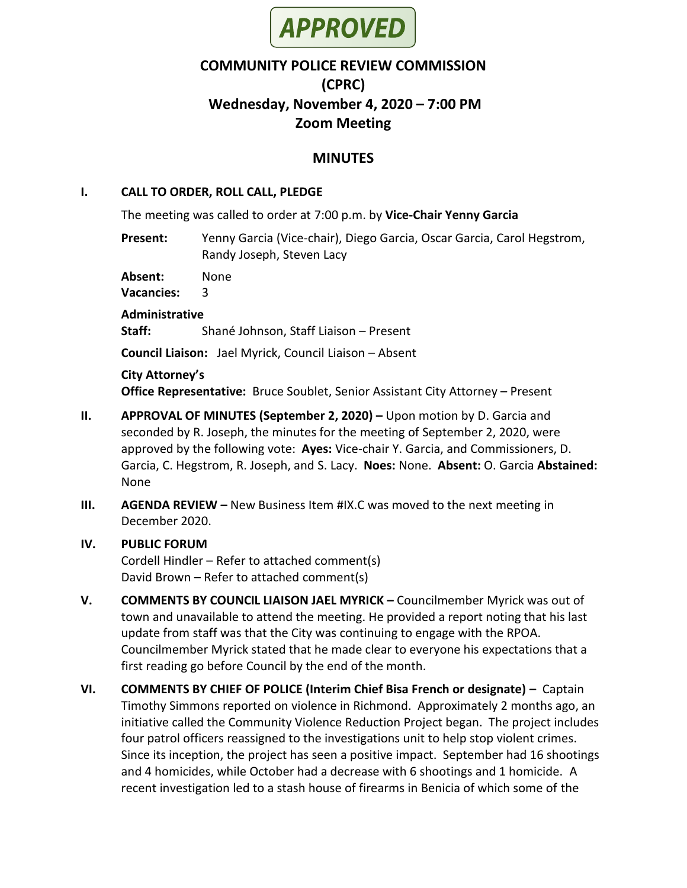**APPROVED**

# COMMUNITY POLICE REVIEW COMMISSION (CPRC)

## Wednesday, November 4, 2020 – 7:00 PM

## Zoom Meeting

## MINUTES

**I. CALL TO ORDER, ROLL CALL, PLEDGE**

The meeting was called to order at 7:00 p.m. by **Vice-Chair Yenny Garcia**

**Present:** Yenny Garcia (Vice-chair), Diego Garcia, Oscar Garcia, Carol Hegstrom, Randy Joseph, Steven Lacy

**Absent:** None

**Vacancies:** 3

**Administrative Staff:** Shané Johnson, Staff Liaison – Present

**Council Liaison:** Jael Myrick, Council Liaison – Absent

**City Attorney's Office Representative:** Bruce Soublet, Senior Assistant City Attorney – Present

**II. APPROVAL OF MINUTES (September 2, 2020) –** Upon motion by D. Garcia and seconded by R. Joseph, the minutes for the meeting of September 2, 2020, were approved by the following vote: **Ayes:** Vice-chair Y. Garcia, and Commissioners, D. Garcia, C. Hegstrom, R. Joseph, and S. Lacy. **Noes:** None. **Absent:** O. Garcia **Abstained:** None

**III. AGENDA REVIEW –** New Business Item #IX.C was moved to the next meeting in December 2020.

**IV. PUBLIC FORUM**

Cordell Hindler – Refer to attached comment(s)
David Brown – Refer to attached comment(s)

**V. COMMENTS BY COUNCIL LIAISON JAEL MYRICK –** Councilmember Myrick was out of town and unavailable to attend the meeting. He provided a report noting that his last update from staff was that the City was continuing to engage with the RPOA. Councilmember Myrick stated that he made clear to everyone his expectations that a first reading go before Council by the end of the month.

**VI. COMMENTS BY CHIEF OF POLICE (Interim Chief Bisa French or designate) –** Captain Timothy Simmons reported on violence in Richmond. Approximately 2 months ago, an initiative called the Community Violence Reduction Project began. The project includes four patrol officers reassigned to the investigations unit to help stop violent crimes. Since its inception, the project has seen a positive impact. September had 16 shootings and 4 homicides, while October had a decrease with 6 shootings and 1 homicide. A recent investigation led to a stash house of firearms in Benicia of which some of the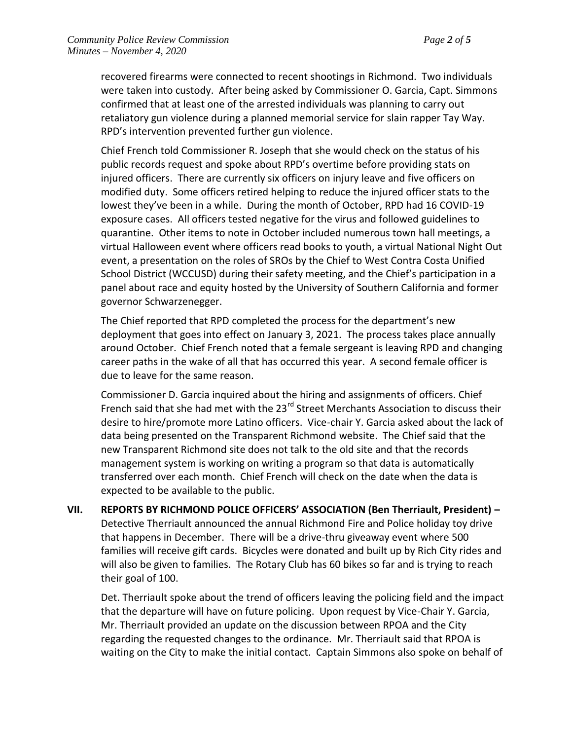recovered firearms were connected to recent shootings in Richmond. Two individuals were taken into custody. After being asked by Commissioner O. Garcia, Capt. Simmons confirmed that at least one of the arrested individuals was planning to carry out retaliatory gun violence during a planned memorial service for slain rapper Tay Way. RPD's intervention prevented further gun violence.

Chief French told Commissioner R. Joseph that she would check on the status of his public records request and spoke about RPD's overtime before providing stats on injured officers. There are currently six officers on injury leave and five officers on modified duty. Some officers retired helping to reduce the injured officer stats to the lowest they've been in a while. During the month of October, RPD had 16 COVID-19 exposure cases. All officers tested negative for the virus and followed guidelines to quarantine. Other items to note in October included numerous town hall meetings, a virtual Halloween event where officers read books to youth, a virtual National Night Out event, a presentation on the roles of SROs by the Chief to West Contra Costa Unified School District (WCCUSD) during their safety meeting, and the Chief's participation in a panel about race and equity hosted by the University of Southern California and former governor Schwarzenegger.

The Chief reported that RPD completed the process for the department's new deployment that goes into effect on January 3, 2021. The process takes place annually around October. Chief French noted that a female sergeant is leaving RPD and changing career paths in the wake of all that has occurred this year. A second female officer is due to leave for the same reason.

Commissioner D. Garcia inquired about the hiring and assignments of officers. Chief French said that she had met with the 23rd Street Merchants Association to discuss their desire to hire/promote more Latino officers. Vice-chair Y. Garcia asked about the lack of data being presented on the Transparent Richmond website. The Chief said that the new Transparent Richmond site does not talk to the old site and that the records management system is working on writing a program so that data is automatically transferred over each month. Chief French will check on the date when the data is expected to be available to the public.

**VII. REPORTS BY RICHMOND POLICE OFFICERS' ASSOCIATION (Ben Therriault, President) –** Detective Therriault announced the annual Richmond Fire and Police holiday toy drive that happens in December. There will be a drive-thru giveaway event where 500 families will receive gift cards. Bicycles were donated and built up by Rich City rides and will also be given to families. The Rotary Club has 60 bikes so far and is trying to reach their goal of 100.

Det. Therriault spoke about the trend of officers leaving the policing field and the impact that the departure will have on future policing. Upon request by Vice-Chair Y. Garcia, Mr. Therriault provided an update on the discussion between RPOA and the City regarding the requested changes to the ordinance. Mr. Therriault said that RPOA is waiting on the City to make the initial contact. Captain Simmons also spoke on behalf of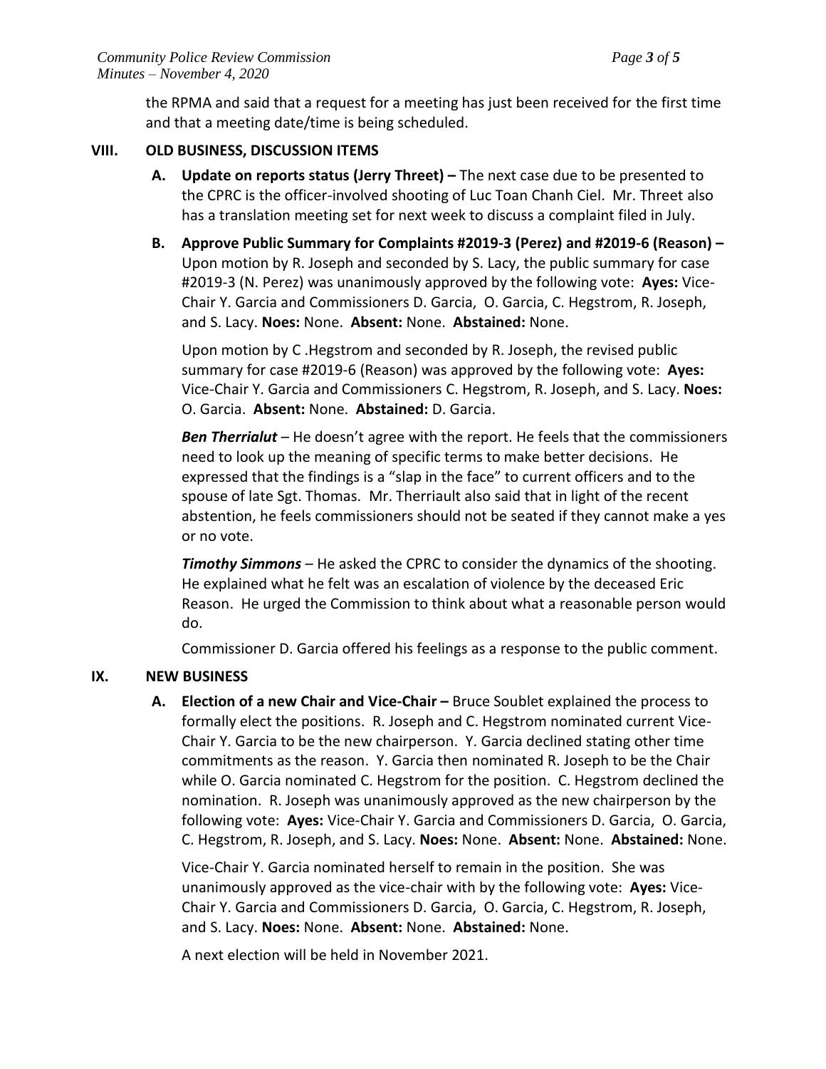the RPMA and said that a request for a meeting has just been received for the first time and that a meeting date/time is being scheduled.

## VIII. OLD BUSINESS, DISCUSSION ITEMS

**A. Update on reports status (Jerry Threet) –** The next case due to be presented to the CPRC is the officer-involved shooting of Luc Toan Chanh Ciel. Mr. Threet also has a translation meeting set for next week to discuss a complaint filed in July.

**B. Approve Public Summary for Complaints #2019-3 (Perez) and #2019-6 (Reason) –** Upon motion by R. Joseph and seconded by S. Lacy, the public summary for case #2019-3 (N. Perez) was unanimously approved by the following vote: **Ayes:** Vice-Chair Y. Garcia and Commissioners D. Garcia, O. Garcia, C. Hegstrom, R. Joseph, and S. Lacy. **Noes:** None. **Absent:** None. **Abstained:** None.

Upon motion by C .Hegstrom and seconded by R. Joseph, the revised public summary for case #2019-6 (Reason) was approved by the following vote: **Ayes:** Vice-Chair Y. Garcia and Commissioners C. Hegstrom, R. Joseph, and S. Lacy. **Noes:** O. Garcia. **Absent:** None. **Abstained:** D. Garcia.

***Ben Therrialut*** – He doesn't agree with the report. He feels that the commissioners need to look up the meaning of specific terms to make better decisions. He expressed that the findings is a "slap in the face" to current officers and to the spouse of late Sgt. Thomas. Mr. Therriault also said that in light of the recent abstention, he feels commissioners should not be seated if they cannot make a yes or no vote.

***Timothy Simmons*** – He asked the CPRC to consider the dynamics of the shooting. He explained what he felt was an escalation of violence by the deceased Eric Reason. He urged the Commission to think about what a reasonable person would do.

Commissioner D. Garcia offered his feelings as a response to the public comment.

## IX. NEW BUSINESS

**A. Election of a new Chair and Vice-Chair –** Bruce Soublet explained the process to formally elect the positions. R. Joseph and C. Hegstrom nominated current Vice-Chair Y. Garcia to be the new chairperson. Y. Garcia declined stating other time commitments as the reason. Y. Garcia then nominated R. Joseph to be the Chair while O. Garcia nominated C. Hegstrom for the position. C. Hegstrom declined the nomination. R. Joseph was unanimously approved as the new chairperson by the following vote: **Ayes:** Vice-Chair Y. Garcia and Commissioners D. Garcia, O. Garcia, C. Hegstrom, R. Joseph, and S. Lacy. **Noes:** None. **Absent:** None. **Abstained:** None.

Vice-Chair Y. Garcia nominated herself to remain in the position. She was unanimously approved as the vice-chair with by the following vote: **Ayes:** Vice-Chair Y. Garcia and Commissioners D. Garcia, O. Garcia, C. Hegstrom, R. Joseph, and S. Lacy. **Noes:** None. **Absent:** None. **Abstained:** None.

A next election will be held in November 2021.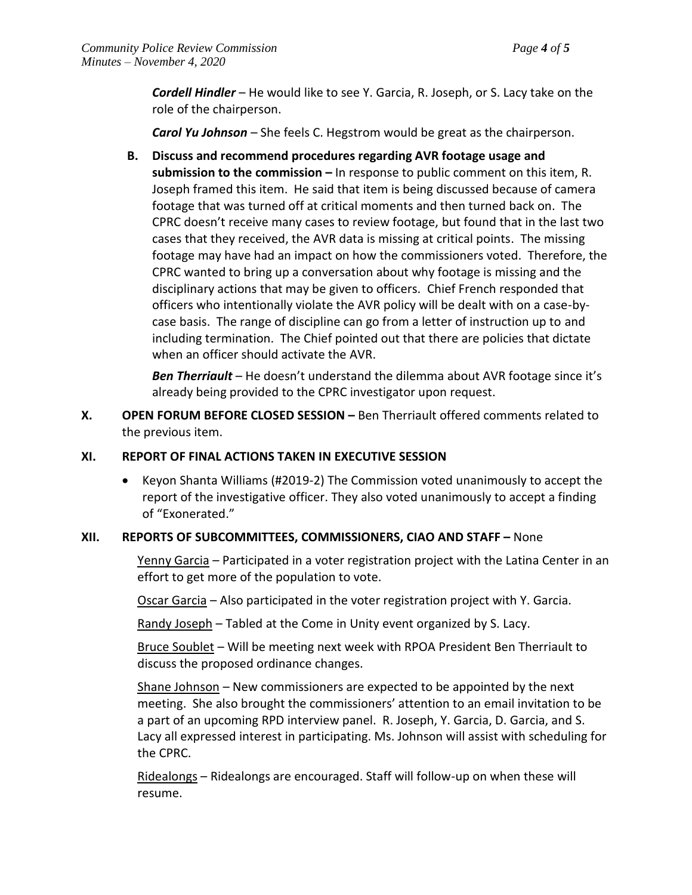***Cordell Hindler*** – He would like to see Y. Garcia, R. Joseph, or S. Lacy take on the role of the chairperson.

***Carol Yu Johnson*** – She feels C. Hegstrom would be great as the chairperson.

**B. Discuss and recommend procedures regarding AVR footage usage and submission to the commission –** In response to public comment on this item, R. Joseph framed this item. He said that item is being discussed because of camera footage that was turned off at critical moments and then turned back on. The CPRC doesn't receive many cases to review footage, but found that in the last two cases that they received, the AVR data is missing at critical points. The missing footage may have had an impact on how the commissioners voted. Therefore, the CPRC wanted to bring up a conversation about why footage is missing and the disciplinary actions that may be given to officers. Chief French responded that officers who intentionally violate the AVR policy will be dealt with on a case-by-case basis. The range of discipline can go from a letter of instruction up to and including termination. The Chief pointed out that there are policies that dictate when an officer should activate the AVR.

***Ben Therriault*** – He doesn't understand the dilemma about AVR footage since it's already being provided to the CPRC investigator upon request.

**X. OPEN FORUM BEFORE CLOSED SESSION –** Ben Therriault offered comments related to the previous item.

**XI. REPORT OF FINAL ACTIONS TAKEN IN EXECUTIVE SESSION**

- Keyon Shanta Williams (#2019-2) The Commission voted unanimously to accept the report of the investigative officer. They also voted unanimously to accept a finding of "Exonerated."

**XII. REPORTS OF SUBCOMMITTEES, COMMISSIONERS, CIAO AND STAFF –** None

<u>Yenny Garcia</u> – Participated in a voter registration project with the Latina Center in an effort to get more of the population to vote.

<u>Oscar Garcia</u> – Also participated in the voter registration project with Y. Garcia.

<u>Randy Joseph</u> – Tabled at the Come in Unity event organized by S. Lacy.

<u>Bruce Soublet</u> – Will be meeting next week with RPOA President Ben Therriault to discuss the proposed ordinance changes.

<u>Shane Johnson</u> – New commissioners are expected to be appointed by the next meeting. She also brought the commissioners' attention to an email invitation to be a part of an upcoming RPD interview panel. R. Joseph, Y. Garcia, D. Garcia, and S. Lacy all expressed interest in participating. Ms. Johnson will assist with scheduling for the CPRC.

<u>Ridealongs</u> – Ridealongs are encouraged. Staff will follow-up on when these will resume.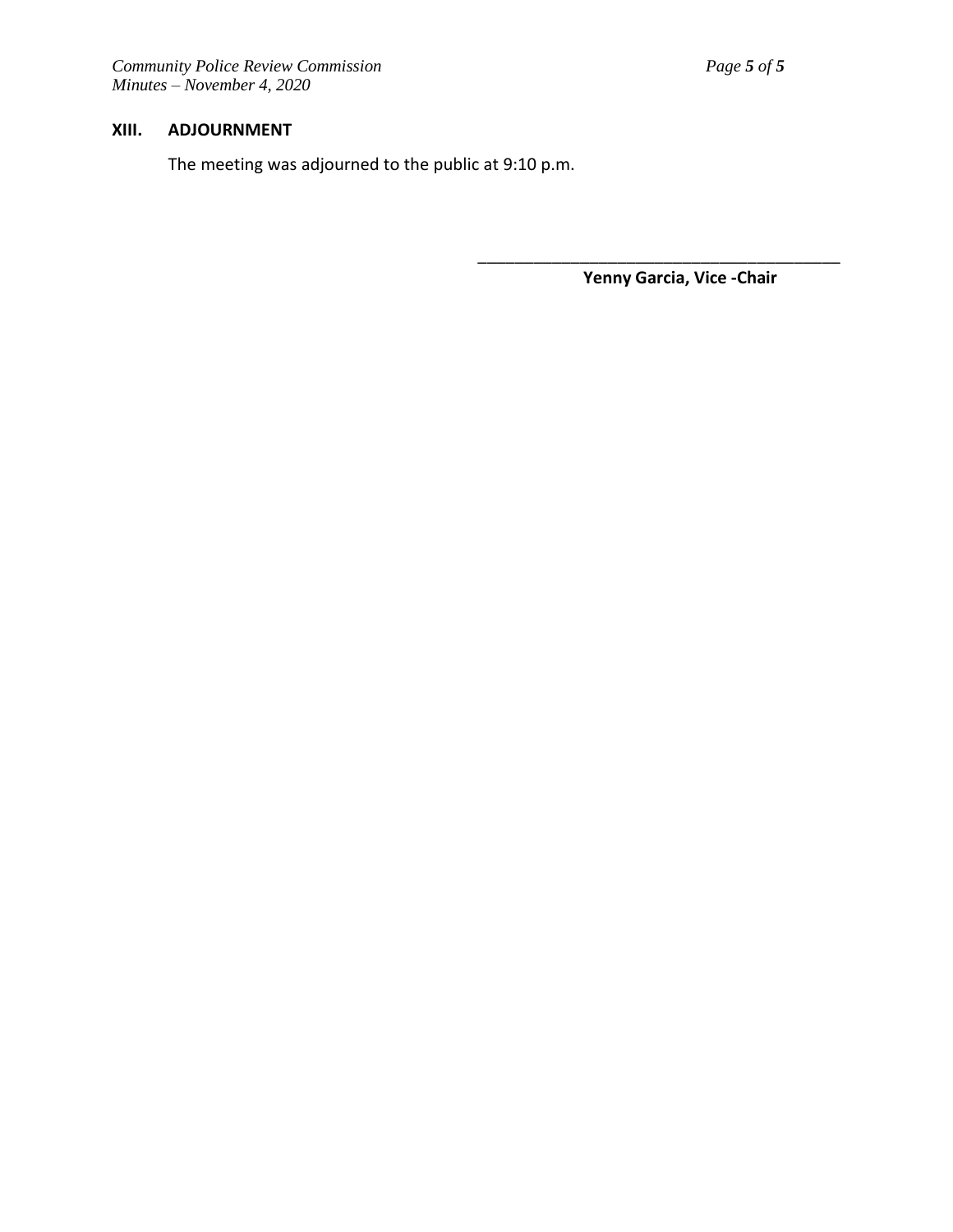## XIII. ADJOURNMENT

The meeting was adjourned to the public at 9:10 p.m.

\_\_\_\_\_\_\_\_\_\_\_\_\_\_\_\_\_\_\_\_\_\_\_\_\_\_\_\_\_\_\_\_\_\_\_\_\_\_\_\_

**Yenny Garcia, Vice -Chair**